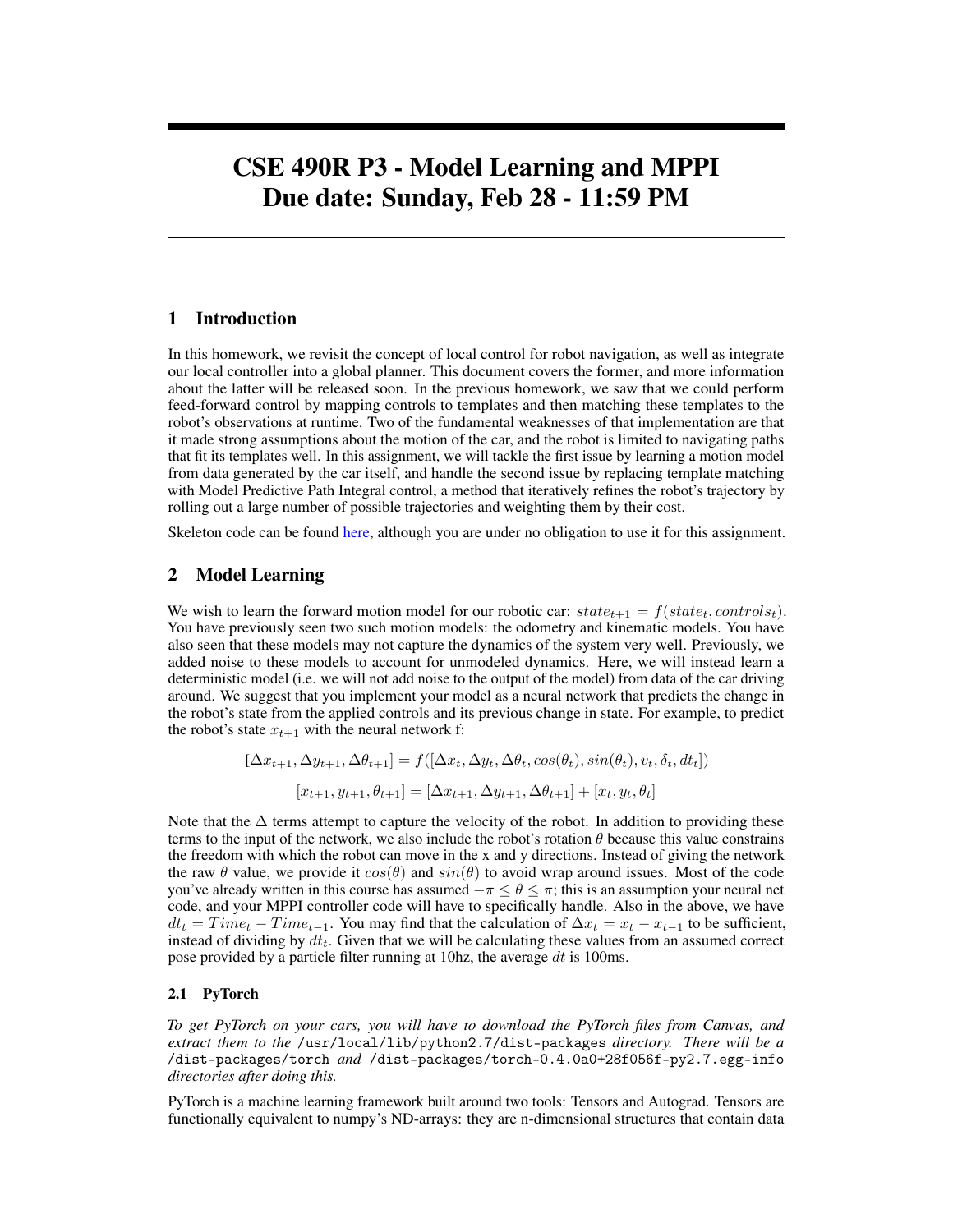# CSE 490R P3 - Model Learning and MPPI
# Due date: Sunday, Feb 28 - 11:59 PM

## 1 Introduction

In this homework, we revisit the concept of local control for robot navigation, as well as integrate our local controller into a global planner. This document covers the former, and more information about the latter will be released soon. In the previous homework, we saw that we could perform feed-forward control by mapping controls to templates and then matching these templates to the robot's observations at runtime. Two of the fundamental weaknesses of that implementation are that it made strong assumptions about the motion of the car, and the robot is limited to navigating paths that fit its templates well. In this assignment, we will tackle the first issue by learning a motion model from data generated by the car itself, and handle the second issue by replacing template matching with Model Predictive Path Integral control, a method that iteratively refines the robot's trajectory by rolling out a large number of possible trajectories and weighting them by their cost.

Skeleton code can be found here, although you are under no obligation to use it for this assignment.

## 2 Model Learning

We wish to learn the forward motion model for our robotic car: $state_{t+1} = f(state_t, controls_t)$. You have previously seen two such motion models: the odometry and kinematic models. You have also seen that these models may not capture the dynamics of the system very well. Previously, we added noise to these models to account for unmodeled dynamics. Here, we will instead learn a deterministic model (i.e. we will not add noise to the output of the model) from data of the car driving around. We suggest that you implement your model as a neural network that predicts the change in the robot's state from the applied controls and its previous change in state. For example, to predict the robot's state $x_{t+1}$ with the neural network f:

$$[\Delta x_{t+1}, \Delta y_{t+1}, \Delta\theta_{t+1}] = f([\Delta x_t, \Delta y_t, \Delta\theta_t, cos(\theta_t), sin(\theta_t), v_t, \delta_t, dt_t])$$

$$[x_{t+1}, y_{t+1}, \theta_{t+1}] = [\Delta x_{t+1}, \Delta y_{t+1}, \Delta\theta_{t+1}] + [x_t, y_t, \theta_t]$$

Note that the $\Delta$ terms attempt to capture the velocity of the robot. In addition to providing these terms to the input of the network, we also include the robot's rotation $\theta$ because this value constrains the freedom with which the robot can move in the x and y directions. Instead of giving the network the raw $\theta$ value, we provide it $cos(\theta)$ and $sin(\theta)$ to avoid wrap around issues. Most of the code you've already written in this course has assumed $-\pi \leq \theta \leq \pi$; this is an assumption your neural net code, and your MPPI controller code will have to specifically handle. Also in the above, we have $dt_t = Time_t - Time_{t-1}$. You may find that the calculation of $\Delta x_t = x_t - x_{t-1}$ to be sufficient, instead of dividing by $dt_t$. Given that we will be calculating these values from an assumed correct pose provided by a particle filter running at 10hz, the average $dt$ is 100ms.

### 2.1 PyTorch

*To get PyTorch on your cars, you will have to download the PyTorch files from Canvas, and extract them to the* `/usr/local/lib/python2.7/dist-packages` *directory. There will be a* `/dist-packages/torch` *and* `/dist-packages/torch-0.4.0a0+28f056f-py2.7.egg-info` *directories after doing this.*

PyTorch is a machine learning framework built around two tools: Tensors and Autograd. Tensors are functionally equivalent to numpy's ND-arrays: they are n-dimensional structures that contain data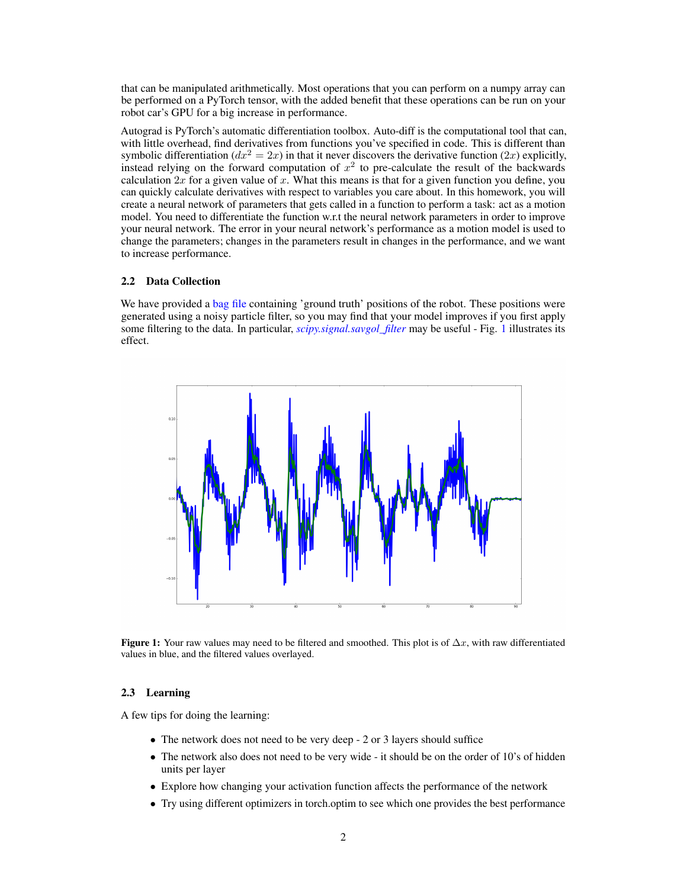that can be manipulated arithmetically. Most operations that you can perform on a numpy array can be performed on a PyTorch tensor, with the added benefit that these operations can be run on your robot car's GPU for a big increase in performance.

Autograd is PyTorch's automatic differentiation toolbox. Auto-diff is the computational tool that can, with little overhead, find derivatives from functions you've specified in code. This is different than symbolic differentiation ($dx^2 = 2x$) in that it never discovers the derivative function ($2x$) explicitly, instead relying on the forward computation of $x^2$ to pre-calculate the result of the backwards calculation $2x$ for a given value of $x$. What this means is that for a given function you define, you can quickly calculate derivatives with respect to variables you care about. In this homework, you will create a neural network of parameters that gets called in a function to perform a task: act as a motion model. You need to differentiate the function w.r.t the neural network parameters in order to improve your neural network. The error in your neural network's performance as a motion model is used to change the parameters; changes in the parameters result in changes in the performance, and we want to increase performance.

### 2.2 Data Collection

We have provided a bag file containing 'ground truth' positions of the robot. These positions were generated using a noisy particle filter, so you may find that your model improves if you first apply some filtering to the data. In particular, *scipy.signal.savgol_filter* may be useful - Fig. 1 illustrates its effect.

**Figure 1:** Your raw values may need to be filtered and smoothed. This plot is of $\Delta x$, with raw differentiated values in blue, and the filtered values overlayed.

### 2.3 Learning

A few tips for doing the learning:

- The network does not need to be very deep - 2 or 3 layers should suffice
- The network also does not need to be very wide - it should be on the order of 10's of hidden units per layer
- Explore how changing your activation function affects the performance of the network
- Try using different optimizers in torch.optim to see which one provides the best performance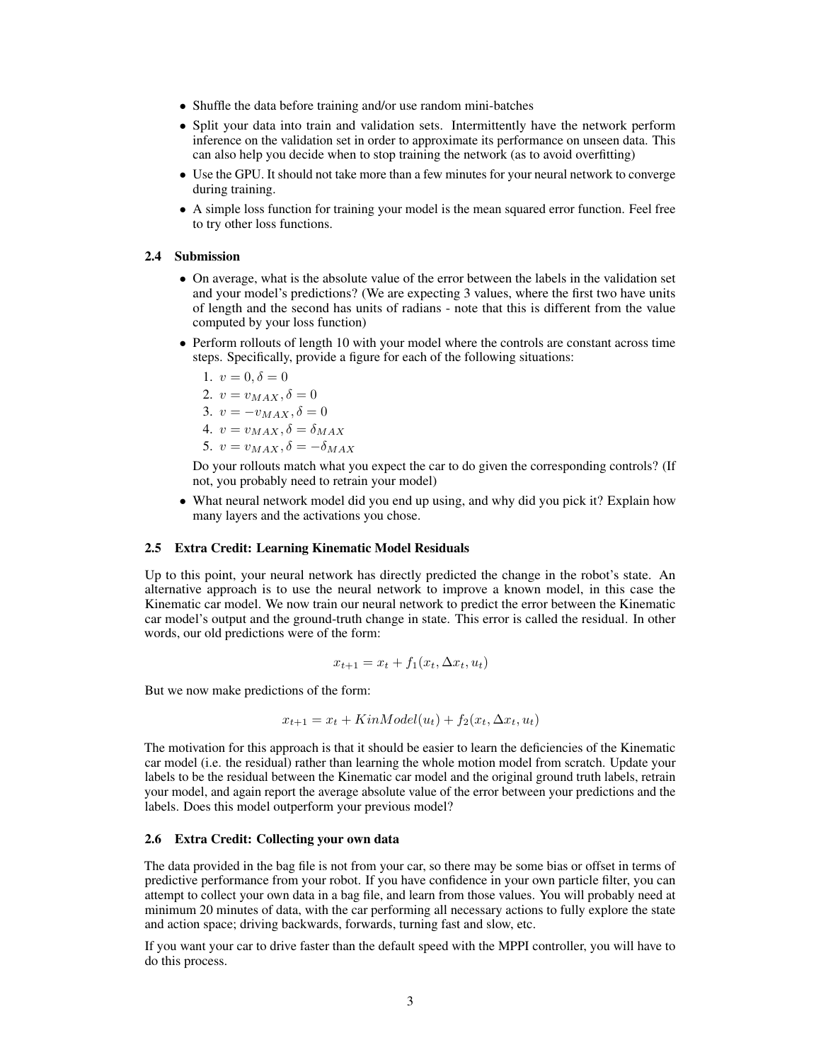- Shuffle the data before training and/or use random mini-batches
- Split your data into train and validation sets. Intermittently have the network perform inference on the validation set in order to approximate its performance on unseen data. This can also help you decide when to stop training the network (as to avoid overfitting)
- Use the GPU. It should not take more than a few minutes for your neural network to converge during training.
- A simple loss function for training your model is the mean squared error function. Feel free to try other loss functions.

### 2.4 Submission

- On average, what is the absolute value of the error between the labels in the validation set and your model's predictions? (We are expecting 3 values, where the first two have units of length and the second has units of radians - note that this is different from the value computed by your loss function)
- Perform rollouts of length 10 with your model where the controls are constant across time steps. Specifically, provide a figure for each of the following situations:
  1. $v = 0, \delta = 0$
  2. $v = v_{MAX}, \delta = 0$
  3. $v = -v_{MAX}, \delta = 0$
  4. $v = v_{MAX}, \delta = \delta_{MAX}$
  5. $v = v_{MAX}, \delta = -\delta_{MAX}$

  Do your rollouts match what you expect the car to do given the corresponding controls? (If not, you probably need to retrain your model)
- What neural network model did you end up using, and why did you pick it? Explain how many layers and the activations you chose.

### 2.5 Extra Credit: Learning Kinematic Model Residuals

Up to this point, your neural network has directly predicted the change in the robot's state. An alternative approach is to use the neural network to improve a known model, in this case the Kinematic car model. We now train our neural network to predict the error between the Kinematic car model's output and the ground-truth change in state. This error is called the residual. In other words, our old predictions were of the form:

$$x_{t+1} = x_t + f_1(x_t, \Delta x_t, u_t)$$

But we now make predictions of the form:

$$x_{t+1} = x_t + KinModel(u_t) + f_2(x_t, \Delta x_t, u_t)$$

The motivation for this approach is that it should be easier to learn the deficiencies of the Kinematic car model (i.e. the residual) rather than learning the whole motion model from scratch. Update your labels to be the residual between the Kinematic car model and the original ground truth labels, retrain your model, and again report the average absolute value of the error between your predictions and the labels. Does this model outperform your previous model?

### 2.6 Extra Credit: Collecting your own data

The data provided in the bag file is not from your car, so there may be some bias or offset in terms of predictive performance from your robot. If you have confidence in your own particle filter, you can attempt to collect your own data in a bag file, and learn from those values. You will probably need at minimum 20 minutes of data, with the car performing all necessary actions to fully explore the state and action space; driving backwards, forwards, turning fast and slow, etc.

If you want your car to drive faster than the default speed with the MPPI controller, you will have to do this process.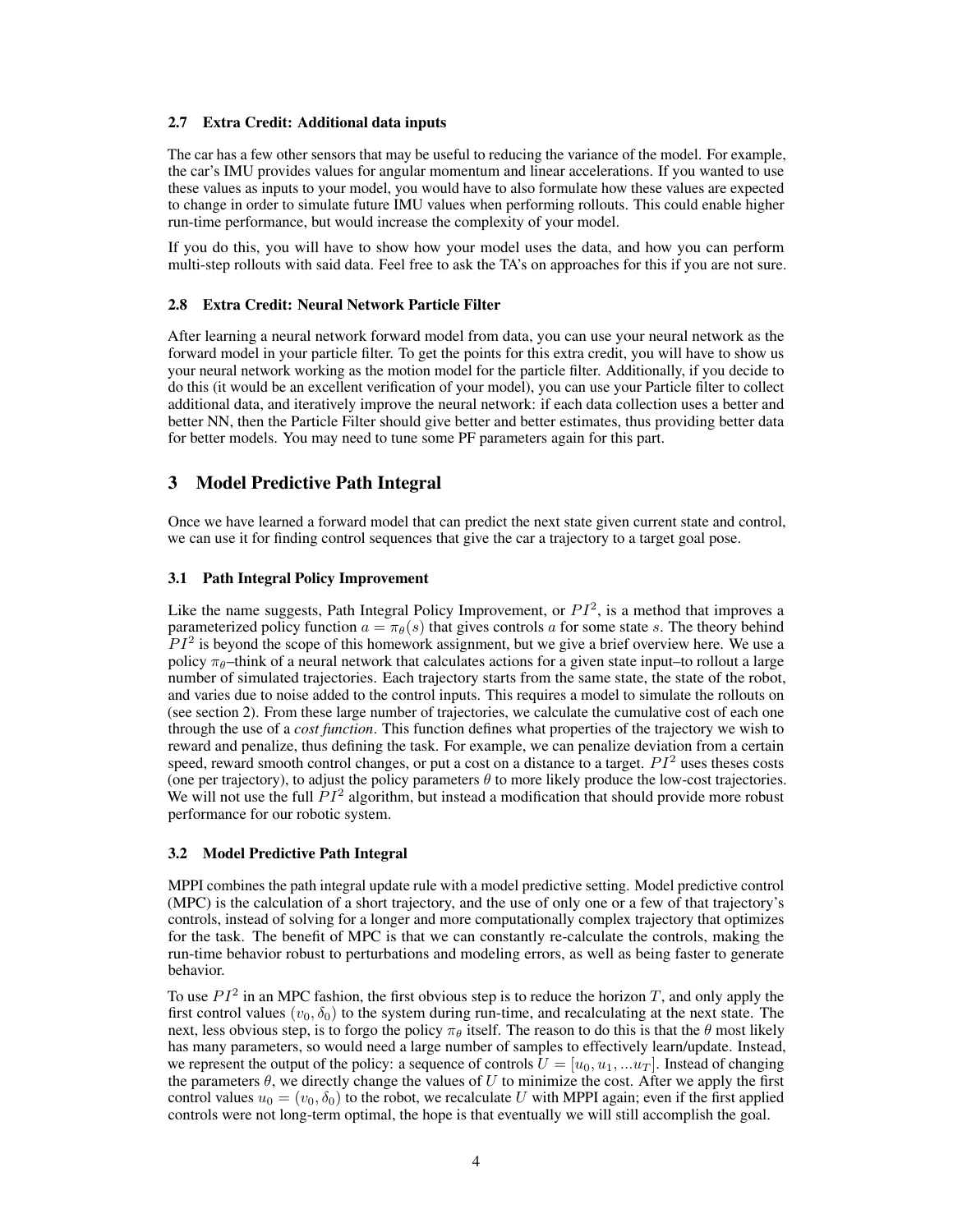### 2.7 Extra Credit: Additional data inputs

The car has a few other sensors that may be useful to reducing the variance of the model. For example, the car's IMU provides values for angular momentum and linear accelerations. If you wanted to use these values as inputs to your model, you would have to also formulate how these values are expected to change in order to simulate future IMU values when performing rollouts. This could enable higher run-time performance, but would increase the complexity of your model.

If you do this, you will have to show how your model uses the data, and how you can perform multi-step rollouts with said data. Feel free to ask the TA's on approaches for this if you are not sure.

### 2.8 Extra Credit: Neural Network Particle Filter

After learning a neural network forward model from data, you can use your neural network as the forward model in your particle filter. To get the points for this extra credit, you will have to show us your neural network working as the motion model for the particle filter. Additionally, if you decide to do this (it would be an excellent verification of your model), you can use your Particle filter to collect additional data, and iteratively improve the neural network: if each data collection uses a better and better NN, then the Particle Filter should give better and better estimates, thus providing better data for better models. You may need to tune some PF parameters again for this part.

## 3 Model Predictive Path Integral

Once we have learned a forward model that can predict the next state given current state and control, we can use it for finding control sequences that give the car a trajectory to a target goal pose.

### 3.1 Path Integral Policy Improvement

Like the name suggests, Path Integral Policy Improvement, or $PI^2$, is a method that improves a parameterized policy function $a = \pi_\theta(s)$ that gives controls $a$ for some state $s$. The theory behind $PI^2$ is beyond the scope of this homework assignment, but we give a brief overview here. We use a policy $\pi_\theta$–think of a neural network that calculates actions for a given state input–to rollout a large number of simulated trajectories. Each trajectory starts from the same state, the state of the robot, and varies due to noise added to the control inputs. This requires a model to simulate the rollouts on (see section 2). From these large number of trajectories, we calculate the cumulative cost of each one through the use of a *cost function*. This function defines what properties of the trajectory we wish to reward and penalize, thus defining the task. For example, we can penalize deviation from a certain speed, reward smooth control changes, or put a cost on a distance to a target. $PI^2$ uses theses costs (one per trajectory), to adjust the policy parameters $\theta$ to more likely produce the low-cost trajectories. We will not use the full $PI^2$ algorithm, but instead a modification that should provide more robust performance for our robotic system.

### 3.2 Model Predictive Path Integral

MPPI combines the path integral update rule with a model predictive setting. Model predictive control (MPC) is the calculation of a short trajectory, and the use of only one or a few of that trajectory's controls, instead of solving for a longer and more computationally complex trajectory that optimizes for the task. The benefit of MPC is that we can constantly re-calculate the controls, making the run-time behavior robust to perturbations and modeling errors, as well as being faster to generate behavior.

To use $PI^2$ in an MPC fashion, the first obvious step is to reduce the horizon $T$, and only apply the first control values $(v_0, \delta_0)$ to the system during run-time, and recalculating at the next state. The next, less obvious step, is to forgo the policy $\pi_\theta$ itself. The reason to do this is that the $\theta$ most likely has many parameters, so would need a large number of samples to effectively learn/update. Instead, we represent the output of the policy: a sequence of controls $U = [u_0, u_1, ...u_T]$. Instead of changing the parameters $\theta$, we directly change the values of $U$ to minimize the cost. After we apply the first control values $u_0 = (v_0, \delta_0)$ to the robot, we recalculate $U$ with MPPI again; even if the first applied controls were not long-term optimal, the hope is that eventually we will still accomplish the goal.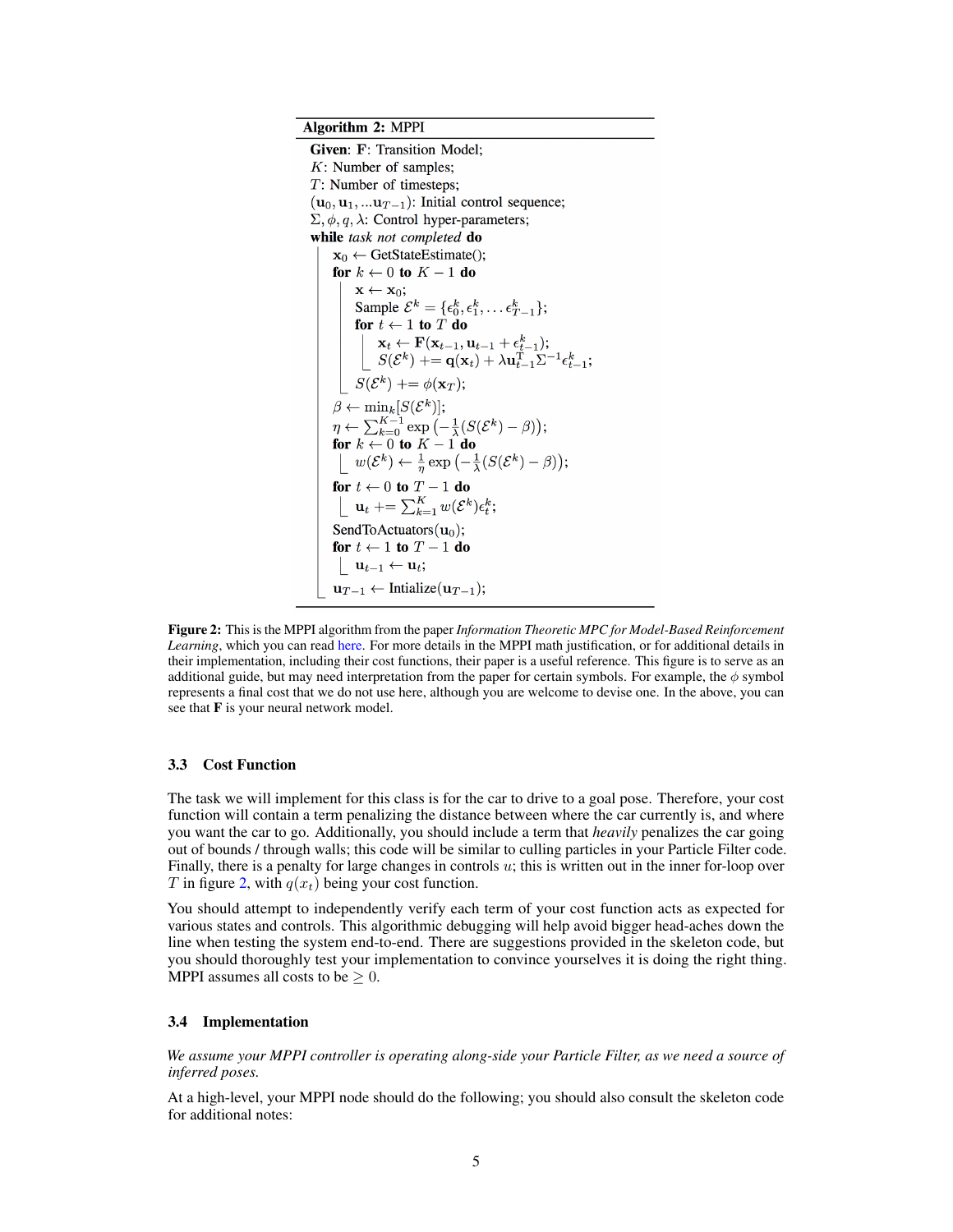**Algorithm 2:** MPPI

**Given**: $\mathbf{F}$: Transition Model;
$K$: Number of samples;
$T$: Number of timesteps;
$(\mathbf{u}_0, \mathbf{u}_1, ... \mathbf{u}_{T-1})$: Initial control sequence;
$\Sigma, \phi, q, \lambda$: Control hyper-parameters;

```
while task not completed do
    x_0 ← GetStateEstimate();
    for k ← 0 to K − 1 do
        x ← x_0;
        Sample E^k = {ε_0^k, ε_1^k, ... ε_{T−1}^k};
        for t ← 1 to T do
            x_t ← F(x_{t−1}, u_{t−1} + ε_{t−1}^k);
            S(E^k) += q(x_t) + λ u_{t−1}^T Σ^{−1} ε_{t−1}^k;
        S(E^k) += φ(x_T);
    β ← min_k[S(E^k)];
    η ← Σ_{k=0}^{K−1} exp(−(1/λ)(S(E^k) − β));
    for k ← 0 to K − 1 do
        w(E^k) ← (1/η) exp(−(1/λ)(S(E^k) − β));
    for t ← 0 to T − 1 do
        u_t += Σ_{k=1}^{K} w(E^k) ε_t^k;
    SendToActuators(u_0);
    for t ← 1 to T − 1 do
        u_{t−1} ← u_t;
    u_{T−1} ← Intialize(u_{T−1});
```

**Figure 2:** This is the MPPI algorithm from the paper *Information Theoretic MPC for Model-Based Reinforcement Learning*, which you can read here. For more details in the MPPI math justification, or for additional details in their implementation, including their cost functions, their paper is a useful reference. This figure is to serve as an additional guide, but may need interpretation from the paper for certain symbols. For example, the $\phi$ symbol represents a final cost that we do not use here, although you are welcome to devise one. In the above, you can see that $\mathbf{F}$ is your neural network model.

### 3.3 Cost Function

The task we will implement for this class is for the car to drive to a goal pose. Therefore, your cost function will contain a term penalizing the distance between where the car currently is, and where you want the car to go. Additionally, you should include a term that *heavily* penalizes the car going out of bounds / through walls; this code will be similar to culling particles in your Particle Filter code. Finally, there is a penalty for large changes in controls $u$; this is written out in the inner for-loop over $T$ in figure 2, with $q(x_t)$ being your cost function.

You should attempt to independently verify each term of your cost function acts as expected for various states and controls. This algorithmic debugging will help avoid bigger head-aches down the line when testing the system end-to-end. There are suggestions provided in the skeleton code, but you should thoroughly test your implementation to convince yourselves it is doing the right thing. MPPI assumes all costs to be $\geq 0$.

### 3.4 Implementation

*We assume your MPPI controller is operating along-side your Particle Filter, as we need a source of inferred poses.*

At a high-level, your MPPI node should do the following; you should also consult the skeleton code for additional notes: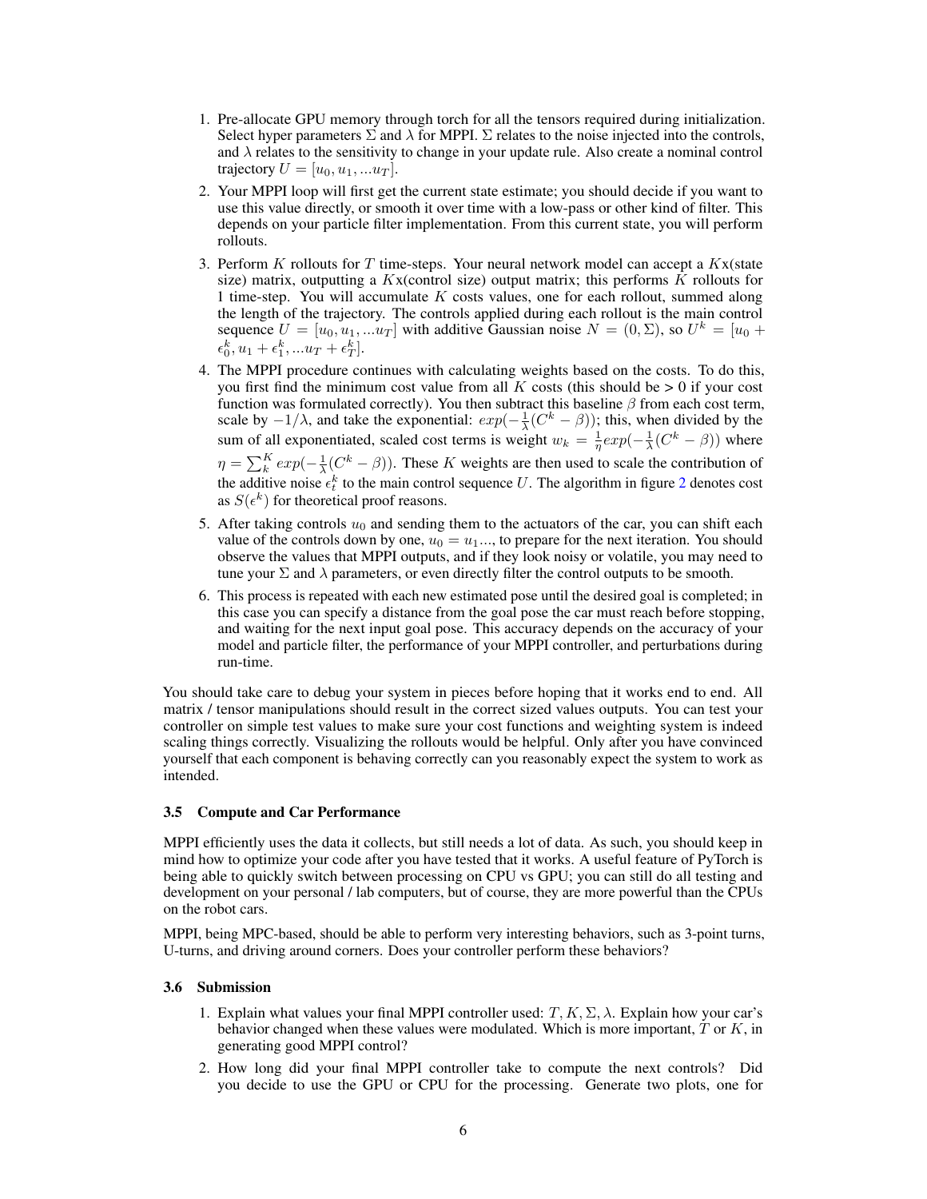1. Pre-allocate GPU memory through torch for all the tensors required during initialization. Select hyper parameters $\Sigma$ and $\lambda$ for MPPI. $\Sigma$ relates to the noise injected into the controls, and $\lambda$ relates to the sensitivity to change in your update rule. Also create a nominal control trajectory $U = [u_0, u_1, ...u_T]$.
2. Your MPPI loop will first get the current state estimate; you should decide if you want to use this value directly, or smooth it over time with a low-pass or other kind of filter. This depends on your particle filter implementation. From this current state, you will perform rollouts.
3. Perform $K$ rollouts for $T$ time-steps. Your neural network model can accept a $K$x(state size) matrix, outputting a $K$x(control size) output matrix; this performs $K$ rollouts for 1 time-step. You will accumulate $K$ costs values, one for each rollout, summed along the length of the trajectory. The controls applied during each rollout is the main control sequence $U = [u_0, u_1, ...u_T]$ with additive Gaussian noise $N = (0, \Sigma)$, so $U^k = [u_0 + \epsilon_0^k, u_1 + \epsilon_1^k, ...u_T + \epsilon_T^k]$.
4. The MPPI procedure continues with calculating weights based on the costs. To do this, you first find the minimum cost value from all $K$ costs (this should be > 0 if your cost function was formulated correctly). You then subtract this baseline $\beta$ from each cost term, scale by $-1/\lambda$, and take the exponential: $exp(-\frac{1}{\lambda}(C^k - \beta))$; this, when divided by the sum of all exponentiated, scaled cost terms is weight $w_k = \frac{1}{\eta} exp(-\frac{1}{\lambda}(C^k - \beta))$ where $\eta = \sum_k^K exp(-\frac{1}{\lambda}(C^k - \beta))$. These $K$ weights are then used to scale the contribution of the additive noise $\epsilon_t^k$ to the main control sequence $U$. The algorithm in figure 2 denotes cost as $S(\epsilon^k)$ for theoretical proof reasons.
5. After taking controls $u_0$ and sending them to the actuators of the car, you can shift each value of the controls down by one, $u_0 = u_1...$, to prepare for the next iteration. You should observe the values that MPPI outputs, and if they look noisy or volatile, you may need to tune your $\Sigma$ and $\lambda$ parameters, or even directly filter the control outputs to be smooth.
6. This process is repeated with each new estimated pose until the desired goal is completed; in this case you can specify a distance from the goal pose the car must reach before stopping, and waiting for the next input goal pose. This accuracy depends on the accuracy of your model and particle filter, the performance of your MPPI controller, and perturbations during run-time.

You should take care to debug your system in pieces before hoping that it works end to end. All matrix / tensor manipulations should result in the correct sized values outputs. You can test your controller on simple test values to make sure your cost functions and weighting system is indeed scaling things correctly. Visualizing the rollouts would be helpful. Only after you have convinced yourself that each component is behaving correctly can you reasonably expect the system to work as intended.

### 3.5 Compute and Car Performance

MPPI efficiently uses the data it collects, but still needs a lot of data. As such, you should keep in mind how to optimize your code after you have tested that it works. A useful feature of PyTorch is being able to quickly switch between processing on CPU vs GPU; you can still do all testing and development on your personal / lab computers, but of course, they are more powerful than the CPUs on the robot cars.

MPPI, being MPC-based, should be able to perform very interesting behaviors, such as 3-point turns, U-turns, and driving around corners. Does your controller perform these behaviors?

### 3.6 Submission

1. Explain what values your final MPPI controller used: $T, K, \Sigma, \lambda$. Explain how your car's behavior changed when these values were modulated. Which is more important, $T$ or $K$, in generating good MPPI control?
2. How long did your final MPPI controller take to compute the next controls? Did you decide to use the GPU or CPU for the processing. Generate two plots, one for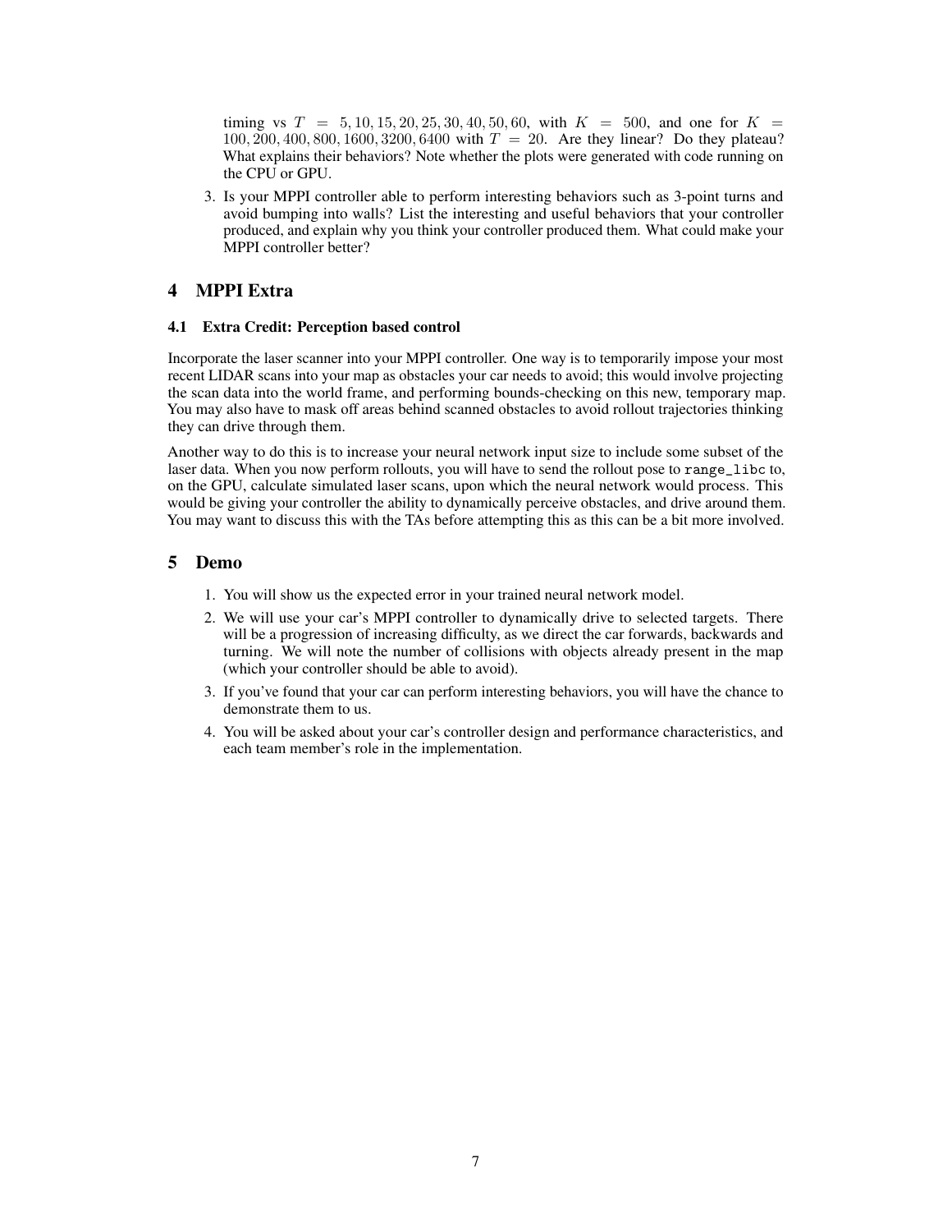timing vs $T = 5, 10, 15, 20, 25, 30, 40, 50, 60$, with $K = 500$, and one for $K = 100, 200, 400, 800, 1600, 3200, 6400$ with $T = 20$. Are they linear? Do they plateau? What explains their behaviors? Note whether the plots were generated with code running on the CPU or GPU.

3. Is your MPPI controller able to perform interesting behaviors such as 3-point turns and avoid bumping into walls? List the interesting and useful behaviors that your controller produced, and explain why you think your controller produced them. What could make your MPPI controller better?

# 4 MPPI Extra

## 4.1 Extra Credit: Perception based control

Incorporate the laser scanner into your MPPI controller. One way is to temporarily impose your most recent LIDAR scans into your map as obstacles your car needs to avoid; this would involve projecting the scan data into the world frame, and performing bounds-checking on this new, temporary map. You may also have to mask off areas behind scanned obstacles to avoid rollout trajectories thinking they can drive through them.

Another way to do this is to increase your neural network input size to include some subset of the laser data. When you now perform rollouts, you will have to send the rollout pose to `range_libc` to, on the GPU, calculate simulated laser scans, upon which the neural network would process. This would be giving your controller the ability to dynamically perceive obstacles, and drive around them. You may want to discuss this with the TAs before attempting this as this can be a bit more involved.

# 5 Demo

1. You will show us the expected error in your trained neural network model.
2. We will use your car's MPPI controller to dynamically drive to selected targets. There will be a progression of increasing difficulty, as we direct the car forwards, backwards and turning. We will note the number of collisions with objects already present in the map (which your controller should be able to avoid).
3. If you've found that your car can perform interesting behaviors, you will have the chance to demonstrate them to us.
4. You will be asked about your car's controller design and performance characteristics, and each team member's role in the implementation.